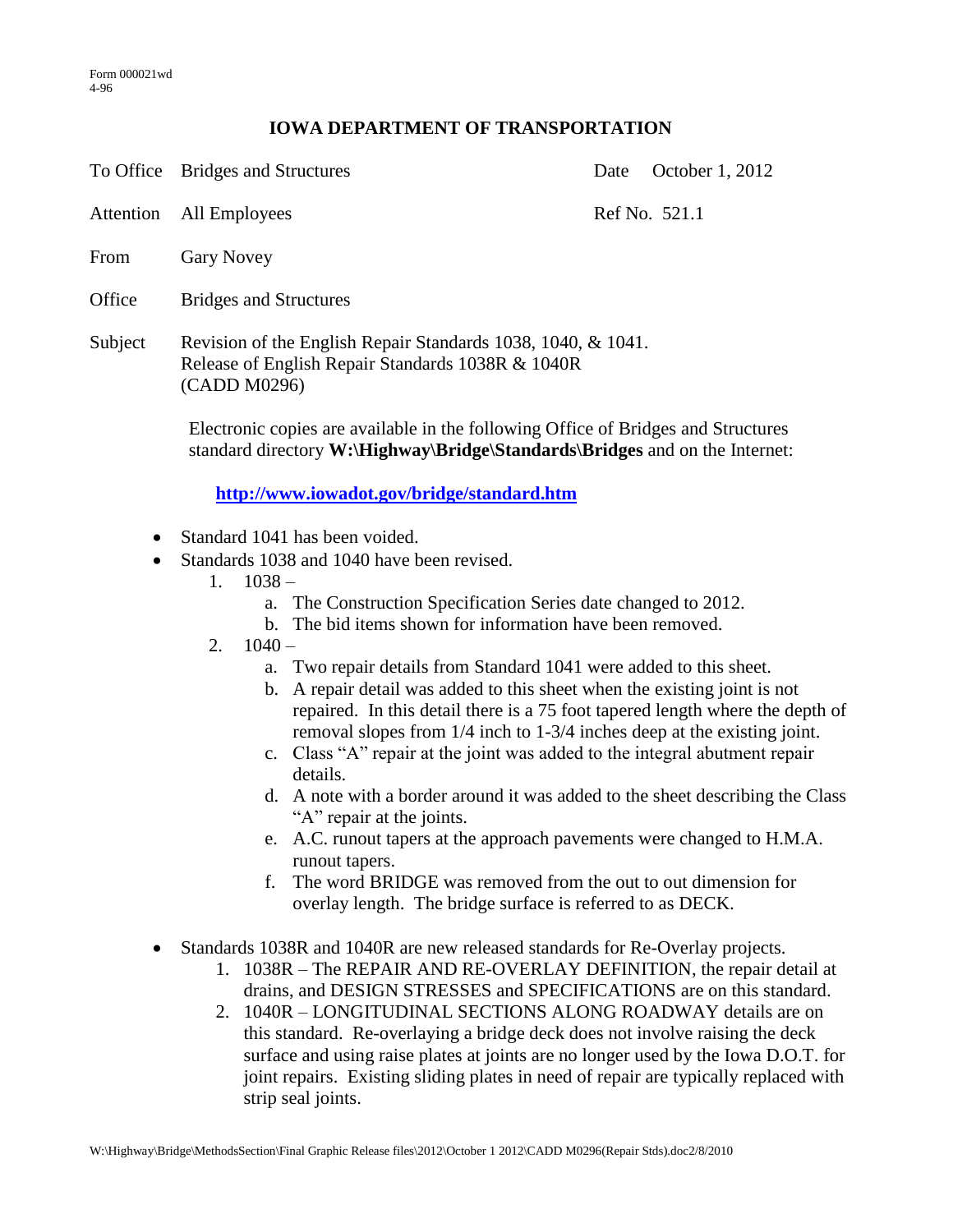Form 000021wd
4-96

# IOWA DEPARTMENT OF TRANSPORTATION

| | | | |
|---|---|---|---|
| To Office | Bridges and Structures | Date | October 1, 2012 |
| Attention | All Employees | Ref No. | 521.1 |
| From | Gary Novey | | |
| Office | Bridges and Structures | | |
| Subject | Revision of the English Repair Standards 1038, 1040, & 1041. Release of English Repair Standards 1038R & 1040R (CADD M0296) | | |

Electronic copies are available in the following Office of Bridges and Structures standard directory **W:\Highway\Bridge\Standards\Bridges** and on the Internet:

**http://www.iowadot.gov/bridge/standard.htm**

- Standard 1041 has been voided.
- Standards 1038 and 1040 have been revised.
  1. 1038 –
     a. The Construction Specification Series date changed to 2012.
     b. The bid items shown for information have been removed.
  2. 1040 –
     a. Two repair details from Standard 1041 were added to this sheet.
     b. A repair detail was added to this sheet when the existing joint is not repaired. In this detail there is a 75 foot tapered length where the depth of removal slopes from 1/4 inch to 1-3/4 inches deep at the existing joint.
     c. Class "A" repair at the joint was added to the integral abutment repair details.
     d. A note with a border around it was added to the sheet describing the Class "A" repair at the joints.
     e. A.C. runout tapers at the approach pavements were changed to H.M.A. runout tapers.
     f. The word BRIDGE was removed from the out to out dimension for overlay length. The bridge surface is referred to as DECK.

- Standards 1038R and 1040R are new released standards for Re-Overlay projects.
  1. 1038R – The REPAIR AND RE-OVERLAY DEFINITION, the repair detail at drains, and DESIGN STRESSES and SPECIFICATIONS are on this standard.
  2. 1040R – LONGITUDINAL SECTIONS ALONG ROADWAY details are on this standard. Re-overlaying a bridge deck does not involve raising the deck surface and using raise plates at joints are no longer used by the Iowa D.O.T. for joint repairs. Existing sliding plates in need of repair are typically replaced with strip seal joints.

W:\Highway\Bridge\MethodsSection\Final Graphic Release files\2012\October 1 2012\CADD M0296(Repair Stds).doc2/8/2010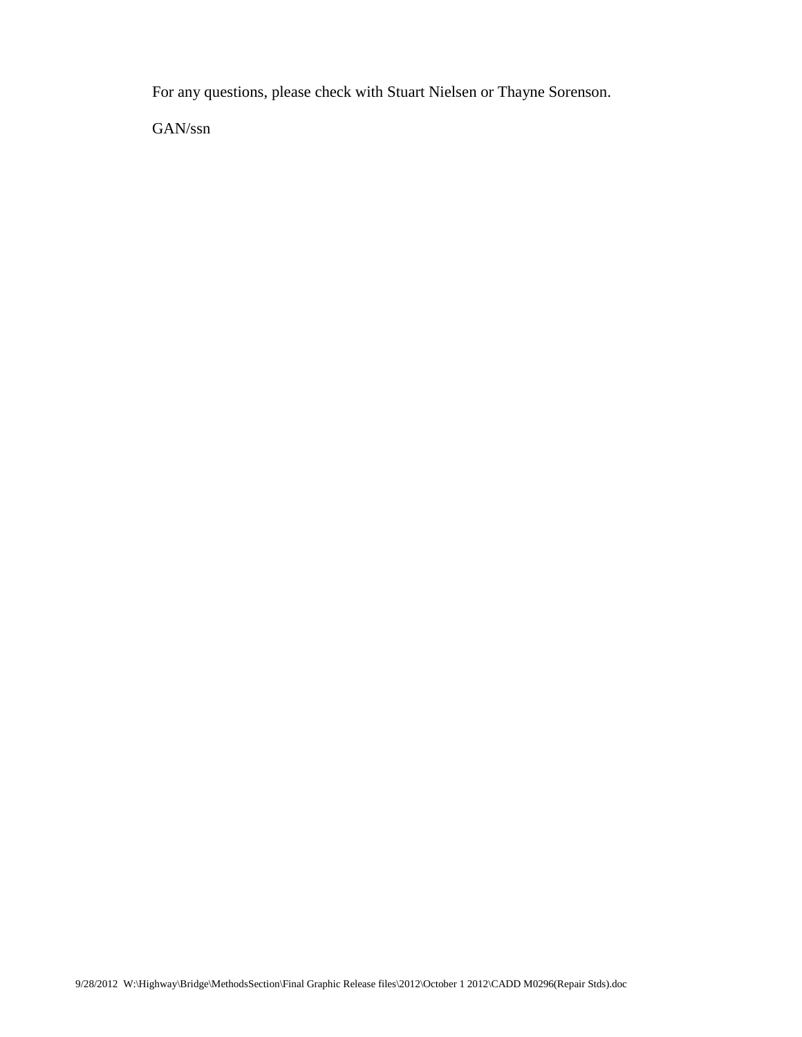For any questions, please check with Stuart Nielsen or Thayne Sorenson.

GAN/ssn